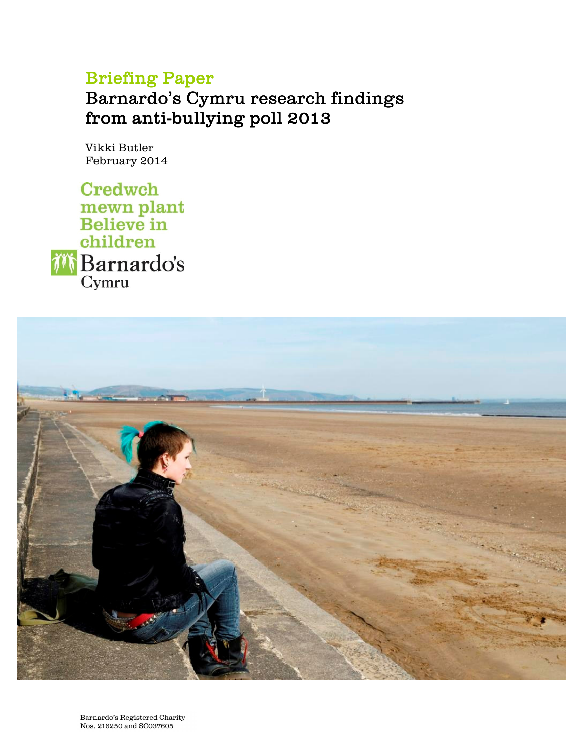Briefing Paper

# Barnardo's Cymru research findings from anti-bullying poll 2013

Vikki Butler
February 2014

Credwch mewn plant
Believe in children

Barnardo's Cymru

Barnardo's Registered Charity Nos. 216250 and SC037605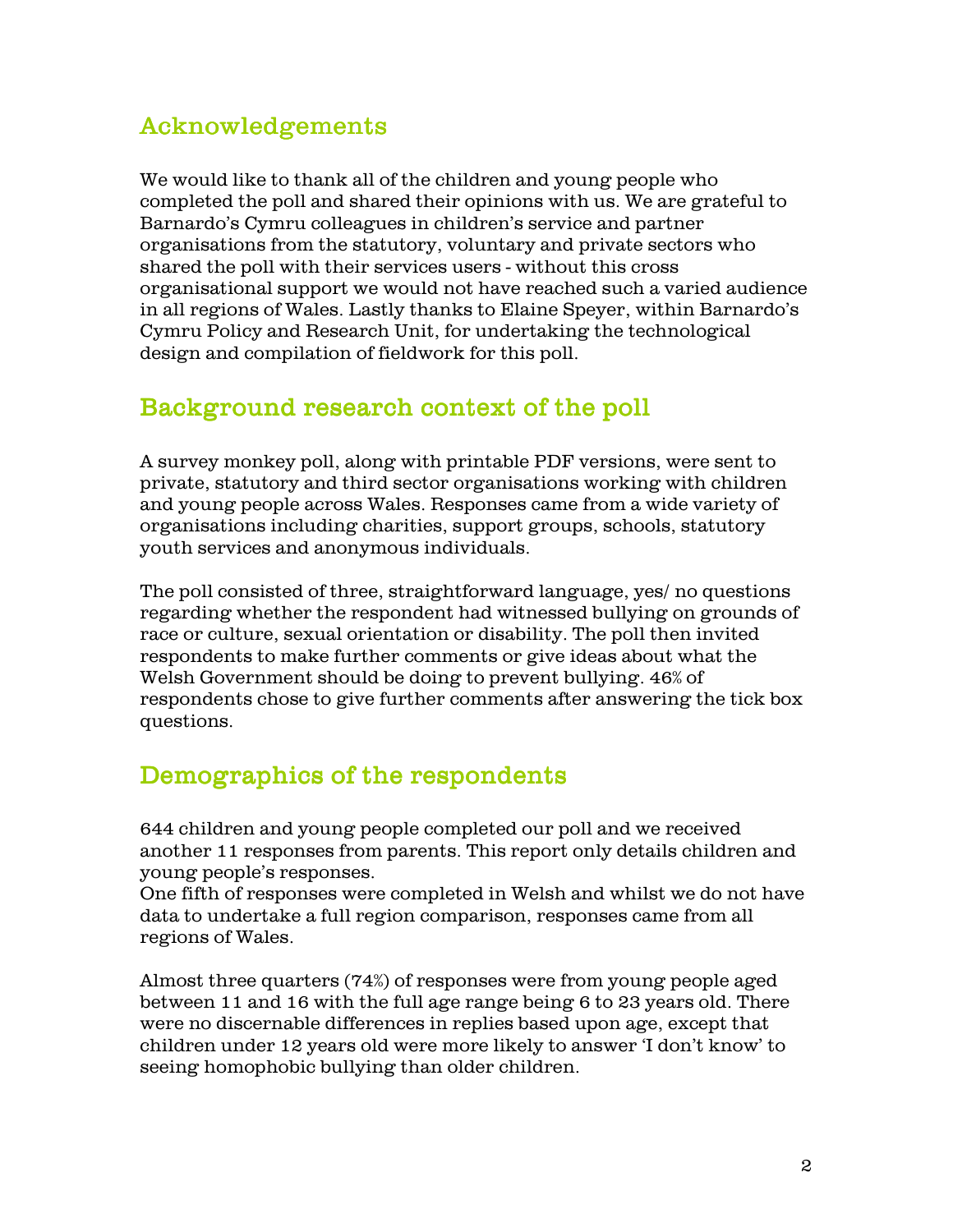## Acknowledgements

We would like to thank all of the children and young people who completed the poll and shared their opinions with us. We are grateful to Barnardo's Cymru colleagues in children's service and partner organisations from the statutory, voluntary and private sectors who shared the poll with their services users - without this cross organisational support we would not have reached such a varied audience in all regions of Wales. Lastly thanks to Elaine Speyer, within Barnardo's Cymru Policy and Research Unit, for undertaking the technological design and compilation of fieldwork for this poll.

## Background research context of the poll

A survey monkey poll, along with printable PDF versions, were sent to private, statutory and third sector organisations working with children and young people across Wales. Responses came from a wide variety of organisations including charities, support groups, schools, statutory youth services and anonymous individuals.

The poll consisted of three, straightforward language, yes/ no questions regarding whether the respondent had witnessed bullying on grounds of race or culture, sexual orientation or disability. The poll then invited respondents to make further comments or give ideas about what the Welsh Government should be doing to prevent bullying. 46% of respondents chose to give further comments after answering the tick box questions.

## Demographics of the respondents

644 children and young people completed our poll and we received another 11 responses from parents. This report only details children and young people's responses.
One fifth of responses were completed in Welsh and whilst we do not have data to undertake a full region comparison, responses came from all regions of Wales.

Almost three quarters (74%) of responses were from young people aged between 11 and 16 with the full age range being 6 to 23 years old. There were no discernable differences in replies based upon age, except that children under 12 years old were more likely to answer 'I don't know' to seeing homophobic bullying than older children.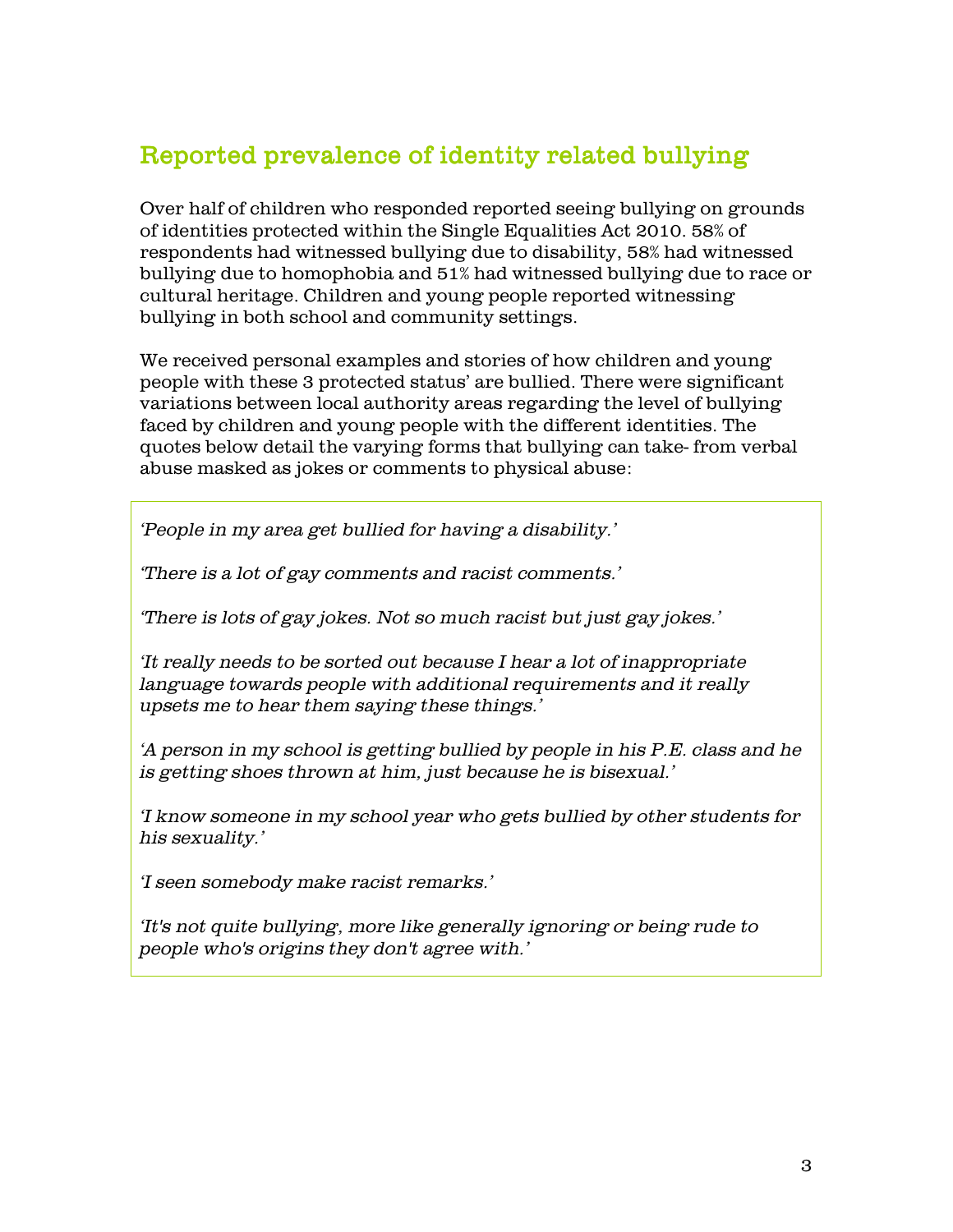## Reported prevalence of identity related bullying

Over half of children who responded reported seeing bullying on grounds of identities protected within the Single Equalities Act 2010. 58% of respondents had witnessed bullying due to disability, 58% had witnessed bullying due to homophobia and 51% had witnessed bullying due to race or cultural heritage. Children and young people reported witnessing bullying in both school and community settings.

We received personal examples and stories of how children and young people with these 3 protected status' are bullied. There were significant variations between local authority areas regarding the level of bullying faced by children and young people with the different identities. The quotes below detail the varying forms that bullying can take- from verbal abuse masked as jokes or comments to physical abuse:

> *'People in my area get bullied for having a disability.'*
>
> *'There is a lot of gay comments and racist comments.'*
>
> *'There is lots of gay jokes. Not so much racist but just gay jokes.'*
>
> *'It really needs to be sorted out because I hear a lot of inappropriate language towards people with additional requirements and it really upsets me to hear them saying these things.'*
>
> *'A person in my school is getting bullied by people in his P.E. class and he is getting shoes thrown at him, just because he is bisexual.'*
>
> *'I know someone in my school year who gets bullied by other students for his sexuality.'*
>
> *'I seen somebody make racist remarks.'*
>
> *'It's not quite bullying, more like generally ignoring or being rude to people who's origins they don't agree with.'*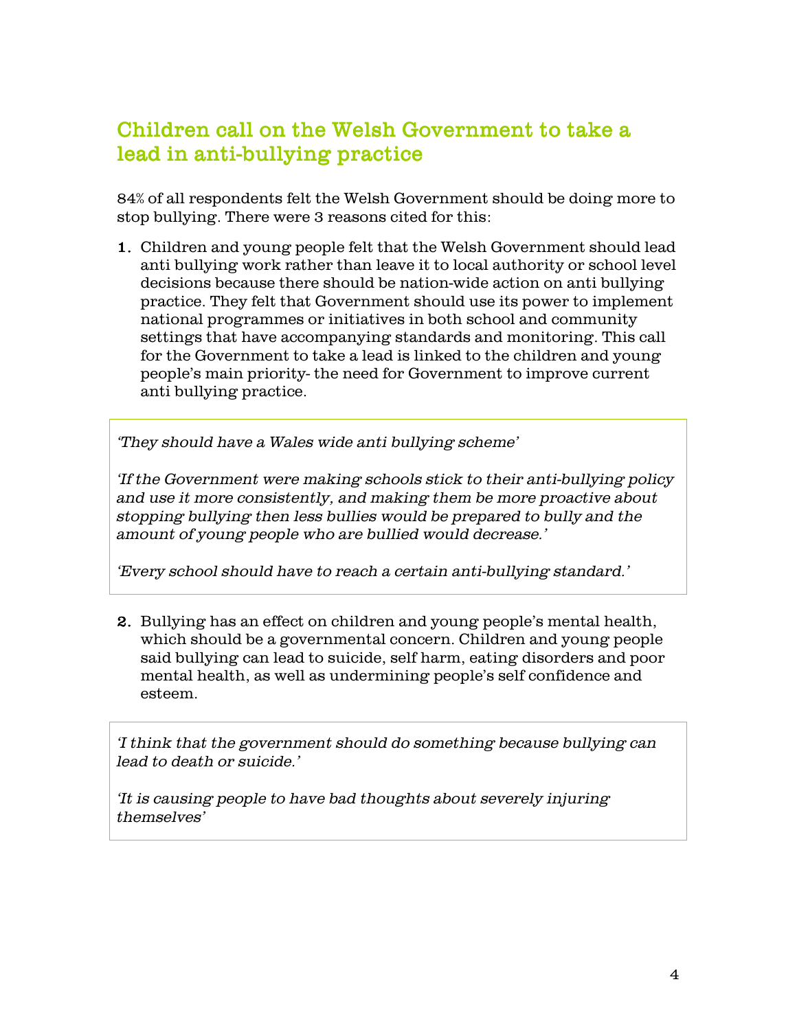## Children call on the Welsh Government to take a lead in anti-bullying practice

84% of all respondents felt the Welsh Government should be doing more to stop bullying. There were 3 reasons cited for this:

1. Children and young people felt that the Welsh Government should lead anti bullying work rather than leave it to local authority or school level decisions because there should be nation-wide action on anti bullying practice. They felt that Government should use its power to implement national programmes or initiatives in both school and community settings that have accompanying standards and monitoring. This call for the Government to take a lead is linked to the children and young people's main priority- the need for Government to improve current anti bullying practice.

> *'They should have a Wales wide anti bullying scheme'*
>
> *'If the Government were making schools stick to their anti-bullying policy and use it more consistently, and making them be more proactive about stopping bullying then less bullies would be prepared to bully and the amount of young people who are bullied would decrease.'*
>
> *'Every school should have to reach a certain anti-bullying standard.'*

2. Bullying has an effect on children and young people's mental health, which should be a governmental concern. Children and young people said bullying can lead to suicide, self harm, eating disorders and poor mental health, as well as undermining people's self confidence and esteem.

> *'I think that the government should do something because bullying can lead to death or suicide.'*
>
> *'It is causing people to have bad thoughts about severely injuring themselves'*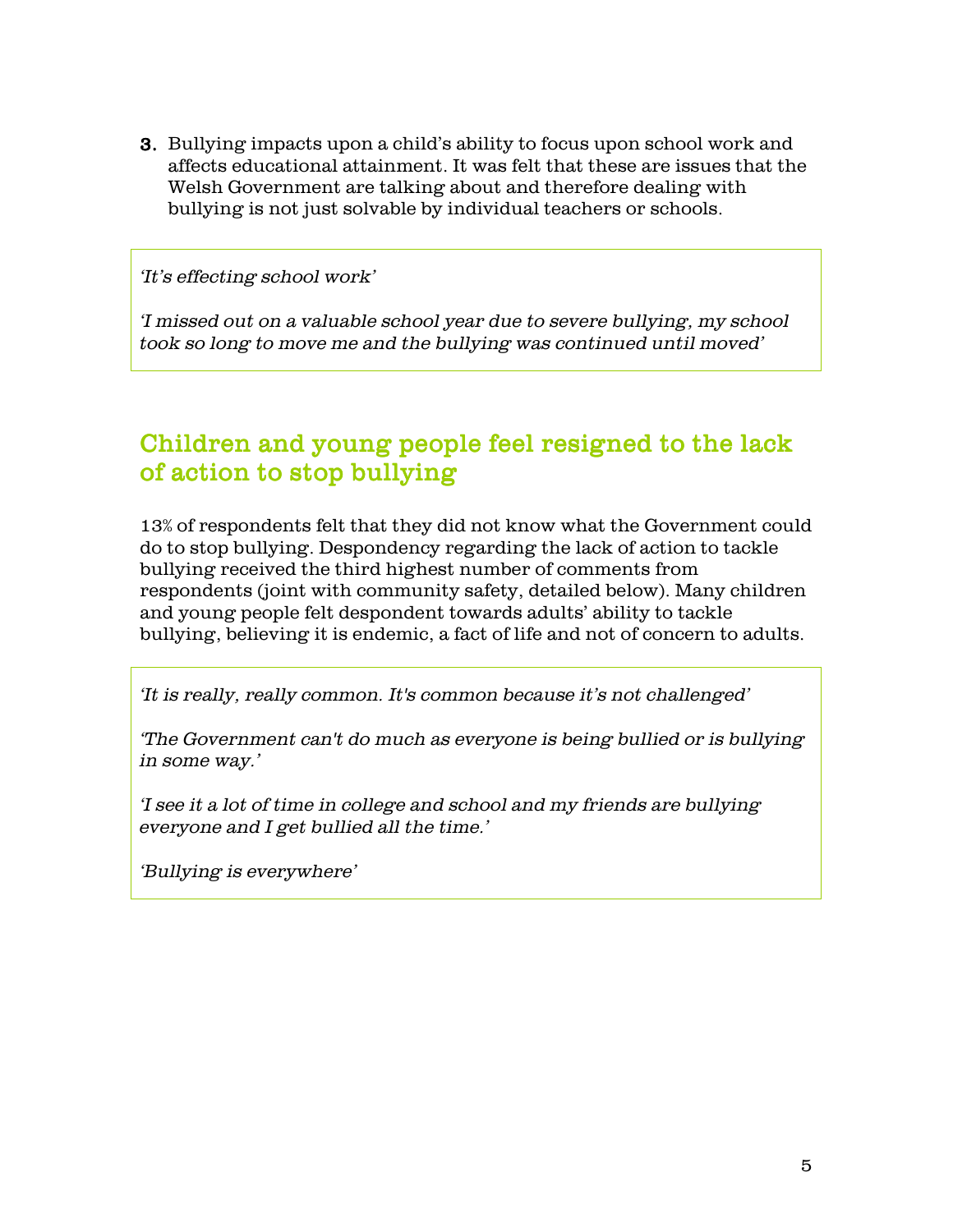3. Bullying impacts upon a child's ability to focus upon school work and affects educational attainment. It was felt that these are issues that the Welsh Government are talking about and therefore dealing with bullying is not just solvable by individual teachers or schools.

> *'It's effecting school work'*
>
> *'I missed out on a valuable school year due to severe bullying, my school took so long to move me and the bullying was continued until moved'*

## Children and young people feel resigned to the lack of action to stop bullying

13% of respondents felt that they did not know what the Government could do to stop bullying. Despondency regarding the lack of action to tackle bullying received the third highest number of comments from respondents (joint with community safety, detailed below). Many children and young people felt despondent towards adults' ability to tackle bullying, believing it is endemic, a fact of life and not of concern to adults.

> *'It is really, really common. It's common because it's not challenged'*
>
> *'The Government can't do much as everyone is being bullied or is bullying in some way.'*
>
> *'I see it a lot of time in college and school and my friends are bullying everyone and I get bullied all the time.'*
>
> *'Bullying is everywhere'*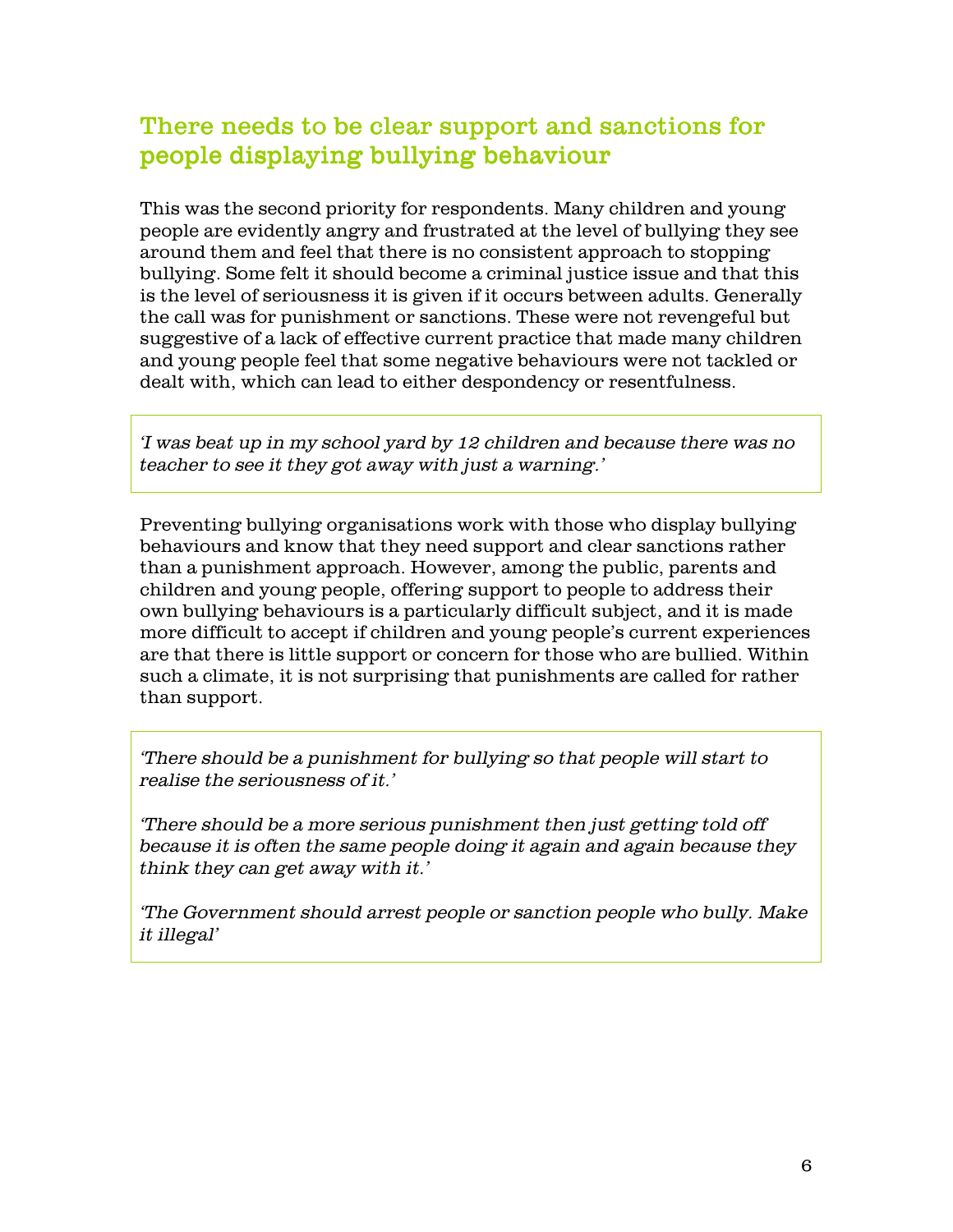## There needs to be clear support and sanctions for people displaying bullying behaviour

This was the second priority for respondents. Many children and young people are evidently angry and frustrated at the level of bullying they see around them and feel that there is no consistent approach to stopping bullying. Some felt it should become a criminal justice issue and that this is the level of seriousness it is given if it occurs between adults. Generally the call was for punishment or sanctions. These were not revengeful but suggestive of a lack of effective current practice that made many children and young people feel that some negative behaviours were not tackled or dealt with, which can lead to either despondency or resentfulness.

> *'I was beat up in my school yard by 12 children and because there was no teacher to see it they got away with just a warning.'*

Preventing bullying organisations work with those who display bullying behaviours and know that they need support and clear sanctions rather than a punishment approach. However, among the public, parents and children and young people, offering support to people to address their own bullying behaviours is a particularly difficult subject, and it is made more difficult to accept if children and young people's current experiences are that there is little support or concern for those who are bullied. Within such a climate, it is not surprising that punishments are called for rather than support.

> *'There should be a punishment for bullying so that people will start to realise the seriousness of it.'*
>
> *'There should be a more serious punishment then just getting told off because it is often the same people doing it again and again because they think they can get away with it.'*
>
> *'The Government should arrest people or sanction people who bully. Make it illegal'*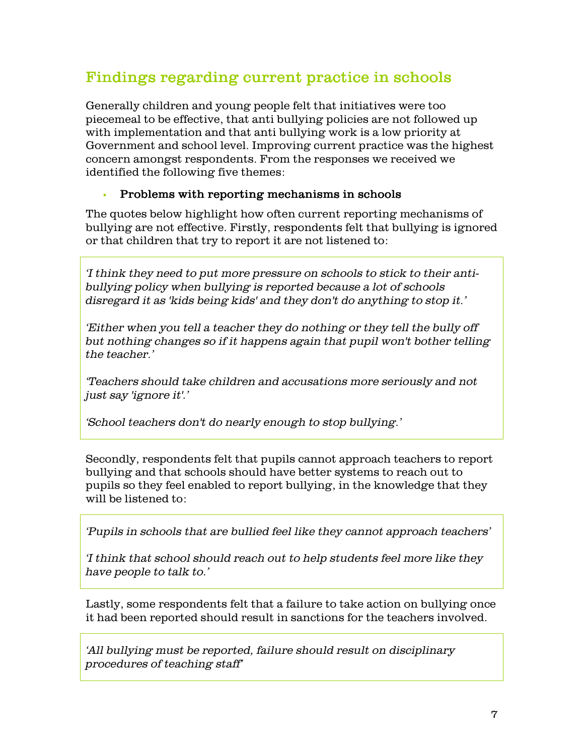## Findings regarding current practice in schools

Generally children and young people felt that initiatives were too piecemeal to be effective, that anti bullying policies are not followed up with implementation and that anti bullying work is a low priority at Government and school level. Improving current practice was the highest concern amongst respondents. From the responses we received we identified the following five themes:

- **Problems with reporting mechanisms in schools**

The quotes below highlight how often current reporting mechanisms of bullying are not effective. Firstly, respondents felt that bullying is ignored or that children that try to report it are not listened to:

> *'I think they need to put more pressure on schools to stick to their anti-bullying policy when bullying is reported because a lot of schools disregard it as 'kids being kids' and they don't do anything to stop it.'*
>
> *'Either when you tell a teacher they do nothing or they tell the bully off but nothing changes so if it happens again that pupil won't bother telling the teacher.'*
>
> *'Teachers should take children and accusations more seriously and not just say 'ignore it'.'*
>
> *'School teachers don't do nearly enough to stop bullying.'*

Secondly, respondents felt that pupils cannot approach teachers to report bullying and that schools should have better systems to reach out to pupils so they feel enabled to report bullying, in the knowledge that they will be listened to:

> *'Pupils in schools that are bullied feel like they cannot approach teachers'*
>
> *'I think that school should reach out to help students feel more like they have people to talk to.'*

Lastly, some respondents felt that a failure to take action on bullying once it had been reported should result in sanctions for the teachers involved.

> *'All bullying must be reported, failure should result on disciplinary procedures of teaching staff"*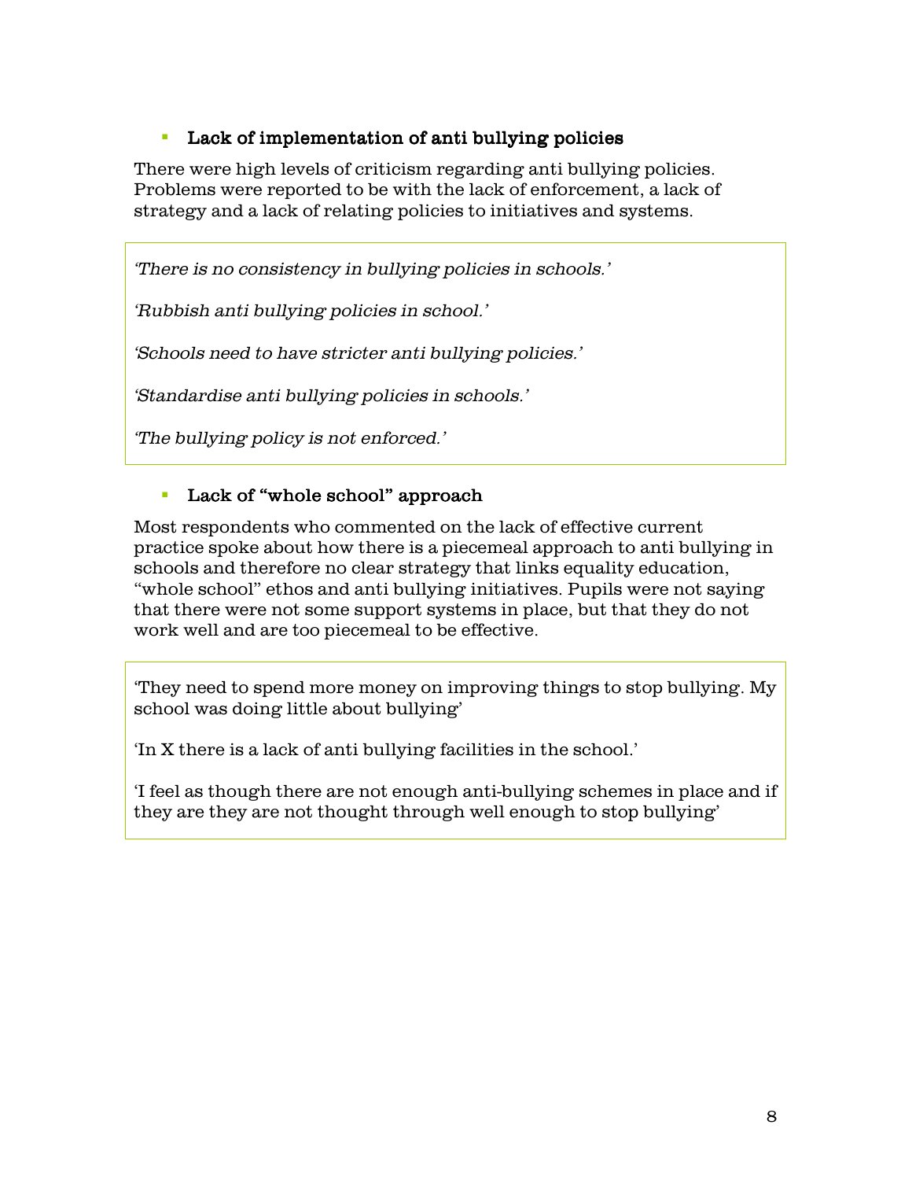- **Lack of implementation of anti bullying policies**

There were high levels of criticism regarding anti bullying policies. Problems were reported to be with the lack of enforcement, a lack of strategy and a lack of relating policies to initiatives and systems.

> *'There is no consistency in bullying policies in schools.'*
>
> *'Rubbish anti bullying policies in school.'*
>
> *'Schools need to have stricter anti bullying policies.'*
>
> *'Standardise anti bullying policies in schools.'*
>
> *'The bullying policy is not enforced.'*

- **Lack of "whole school" approach**

Most respondents who commented on the lack of effective current practice spoke about how there is a piecemeal approach to anti bullying in schools and therefore no clear strategy that links equality education, "whole school" ethos and anti bullying initiatives. Pupils were not saying that there were not some support systems in place, but that they do not work well and are too piecemeal to be effective.

> 'They need to spend more money on improving things to stop bullying. My school was doing little about bullying'
>
> 'In X there is a lack of anti bullying facilities in the school.'
>
> 'I feel as though there are not enough anti-bullying schemes in place and if they are they are not thought through well enough to stop bullying'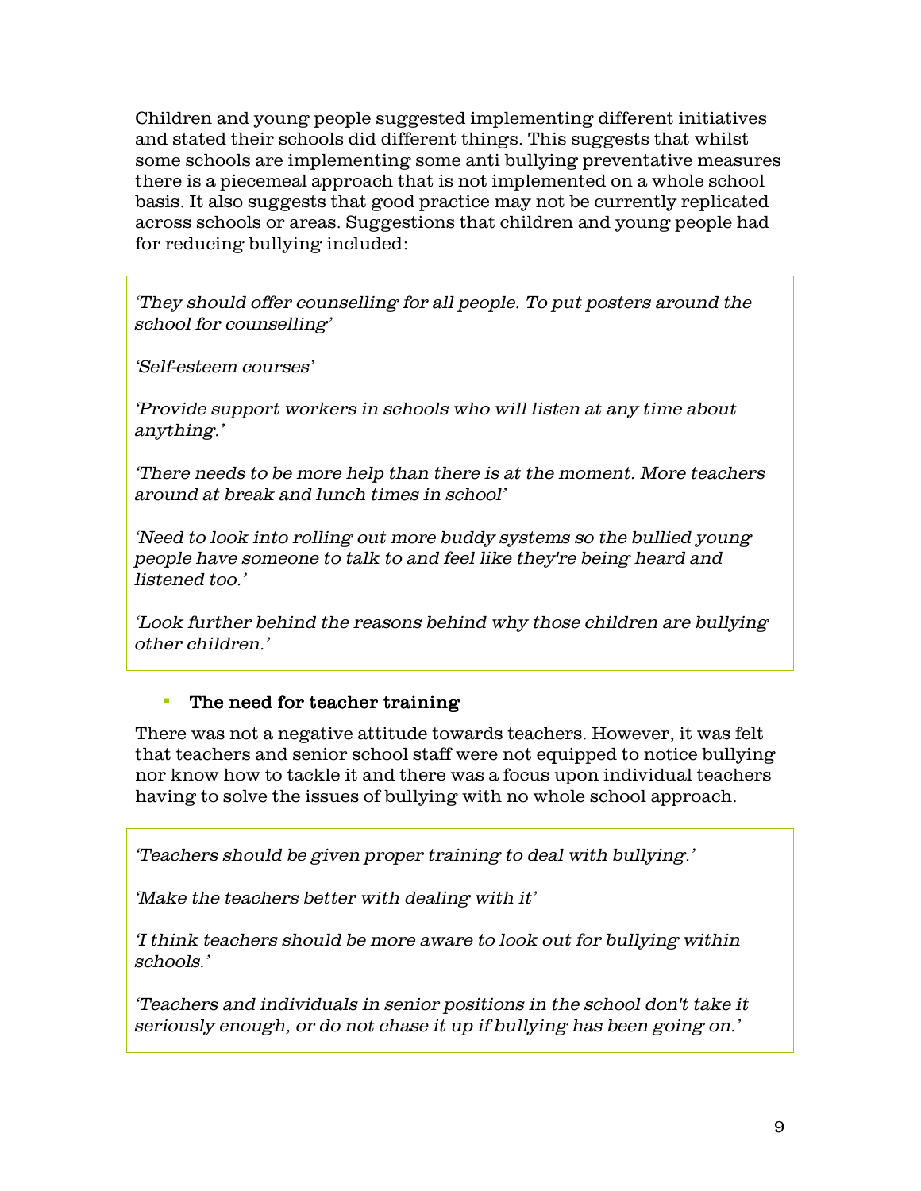Children and young people suggested implementing different initiatives and stated their schools did different things. This suggests that whilst some schools are implementing some anti bullying preventative measures there is a piecemeal approach that is not implemented on a whole school basis. It also suggests that good practice may not be currently replicated across schools or areas. Suggestions that children and young people had for reducing bullying included:

> *'They should offer counselling for all people. To put posters around the school for counselling'*
>
> *'Self-esteem courses'*
>
> *'Provide support workers in schools who will listen at any time about anything.'*
>
> *'There needs to be more help than there is at the moment. More teachers around at break and lunch times in school'*
>
> *'Need to look into rolling out more buddy systems so the bullied young people have someone to talk to and feel like they're being heard and listened too.'*
>
> *'Look further behind the reasons behind why those children are bullying other children.'*

- **The need for teacher training**

There was not a negative attitude towards teachers. However, it was felt that teachers and senior school staff were not equipped to notice bullying nor know how to tackle it and there was a focus upon individual teachers having to solve the issues of bullying with no whole school approach.

> *'Teachers should be given proper training to deal with bullying.'*
>
> *'Make the teachers better with dealing with it'*
>
> *'I think teachers should be more aware to look out for bullying within schools.'*
>
> *'Teachers and individuals in senior positions in the school don't take it seriously enough, or do not chase it up if bullying has been going on.'*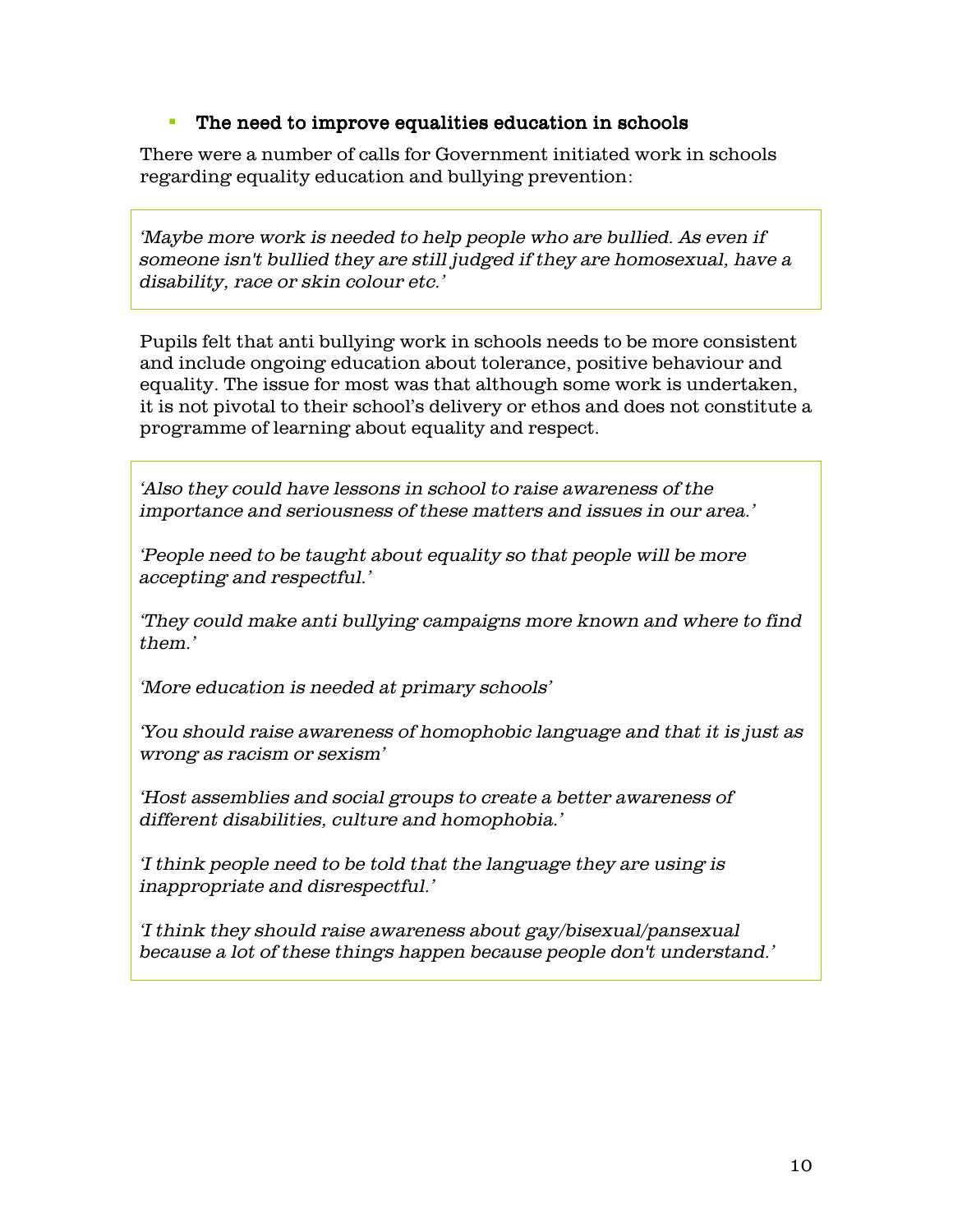- **The need to improve equalities education in schools**

There were a number of calls for Government initiated work in schools regarding equality education and bullying prevention:

> *'Maybe more work is needed to help people who are bullied. As even if someone isn't bullied they are still judged if they are homosexual, have a disability, race or skin colour etc.'*

Pupils felt that anti bullying work in schools needs to be more consistent and include ongoing education about tolerance, positive behaviour and equality. The issue for most was that although some work is undertaken, it is not pivotal to their school's delivery or ethos and does not constitute a programme of learning about equality and respect.

> *'Also they could have lessons in school to raise awareness of the importance and seriousness of these matters and issues in our area.'*
>
> *'People need to be taught about equality so that people will be more accepting and respectful.'*
>
> *'They could make anti bullying campaigns more known and where to find them.'*
>
> *'More education is needed at primary schools'*
>
> *'You should raise awareness of homophobic language and that it is just as wrong as racism or sexism'*
>
> *'Host assemblies and social groups to create a better awareness of different disabilities, culture and homophobia.'*
>
> *'I think people need to be told that the language they are using is inappropriate and disrespectful.'*
>
> *'I think they should raise awareness about gay/bisexual/pansexual because a lot of these things happen because people don't understand.'*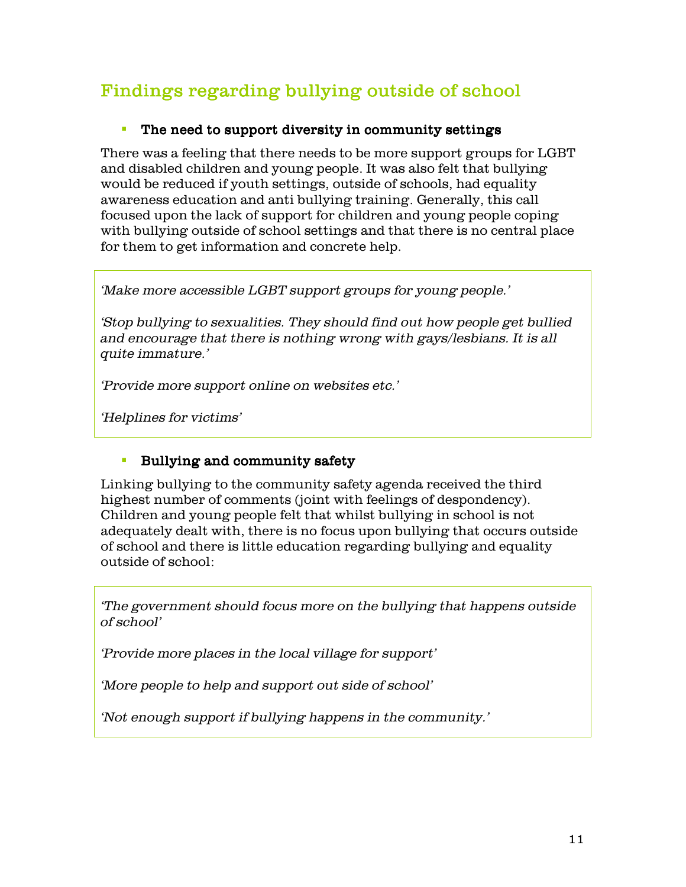## Findings regarding bullying outside of school

- **The need to support diversity in community settings**

There was a feeling that there needs to be more support groups for LGBT and disabled children and young people. It was also felt that bullying would be reduced if youth settings, outside of schools, had equality awareness education and anti bullying training. Generally, this call focused upon the lack of support for children and young people coping with bullying outside of school settings and that there is no central place for them to get information and concrete help.

> *'Make more accessible LGBT support groups for young people.'*
>
> *'Stop bullying to sexualities. They should find out how people get bullied and encourage that there is nothing wrong with gays/lesbians. It is all quite immature.'*
>
> *'Provide more support online on websites etc.'*
>
> *'Helplines for victims'*

- **Bullying and community safety**

Linking bullying to the community safety agenda received the third highest number of comments (joint with feelings of despondency). Children and young people felt that whilst bullying in school is not adequately dealt with, there is no focus upon bullying that occurs outside of school and there is little education regarding bullying and equality outside of school:

> *'The government should focus more on the bullying that happens outside of school'*
>
> *'Provide more places in the local village for support'*
>
> *'More people to help and support out side of school'*
>
> *'Not enough support if bullying happens in the community.'*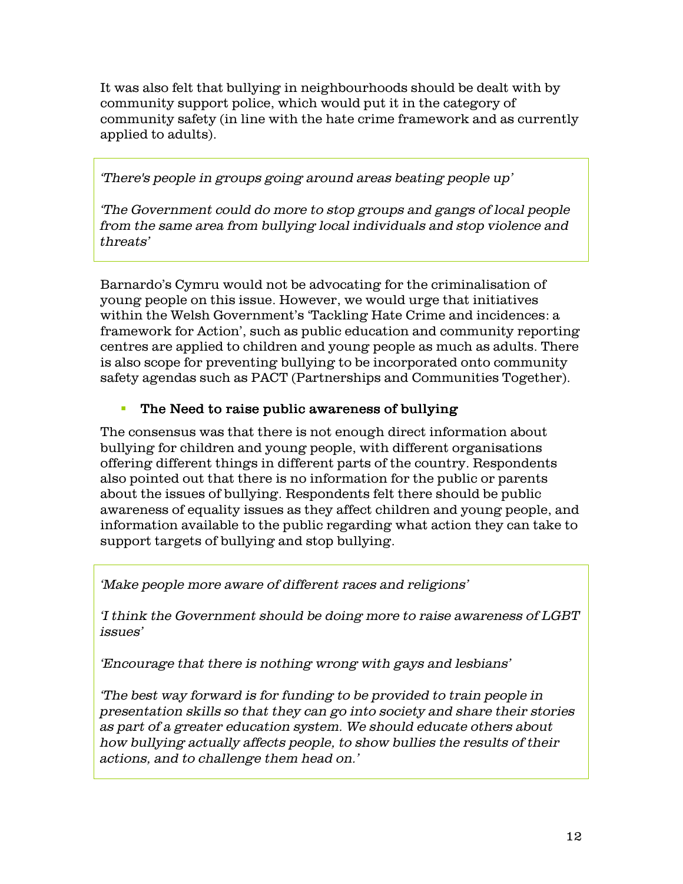It was also felt that bullying in neighbourhoods should be dealt with by community support police, which would put it in the category of community safety (in line with the hate crime framework and as currently applied to adults).

> *'There's people in groups going around areas beating people up'*
>
> *'The Government could do more to stop groups and gangs of local people from the same area from bullying local individuals and stop violence and threats'*

Barnardo's Cymru would not be advocating for the criminalisation of young people on this issue. However, we would urge that initiatives within the Welsh Government's 'Tackling Hate Crime and incidences: a framework for Action', such as public education and community reporting centres are applied to children and young people as much as adults. There is also scope for preventing bullying to be incorporated onto community safety agendas such as PACT (Partnerships and Communities Together).

- **The Need to raise public awareness of bullying**

The consensus was that there is not enough direct information about bullying for children and young people, with different organisations offering different things in different parts of the country. Respondents also pointed out that there is no information for the public or parents about the issues of bullying. Respondents felt there should be public awareness of equality issues as they affect children and young people, and information available to the public regarding what action they can take to support targets of bullying and stop bullying.

> *'Make people more aware of different races and religions'*
>
> *'I think the Government should be doing more to raise awareness of LGBT issues'*
>
> *'Encourage that there is nothing wrong with gays and lesbians'*
>
> *'The best way forward is for funding to be provided to train people in presentation skills so that they can go into society and share their stories as part of a greater education system. We should educate others about how bullying actually affects people, to show bullies the results of their actions, and to challenge them head on.'*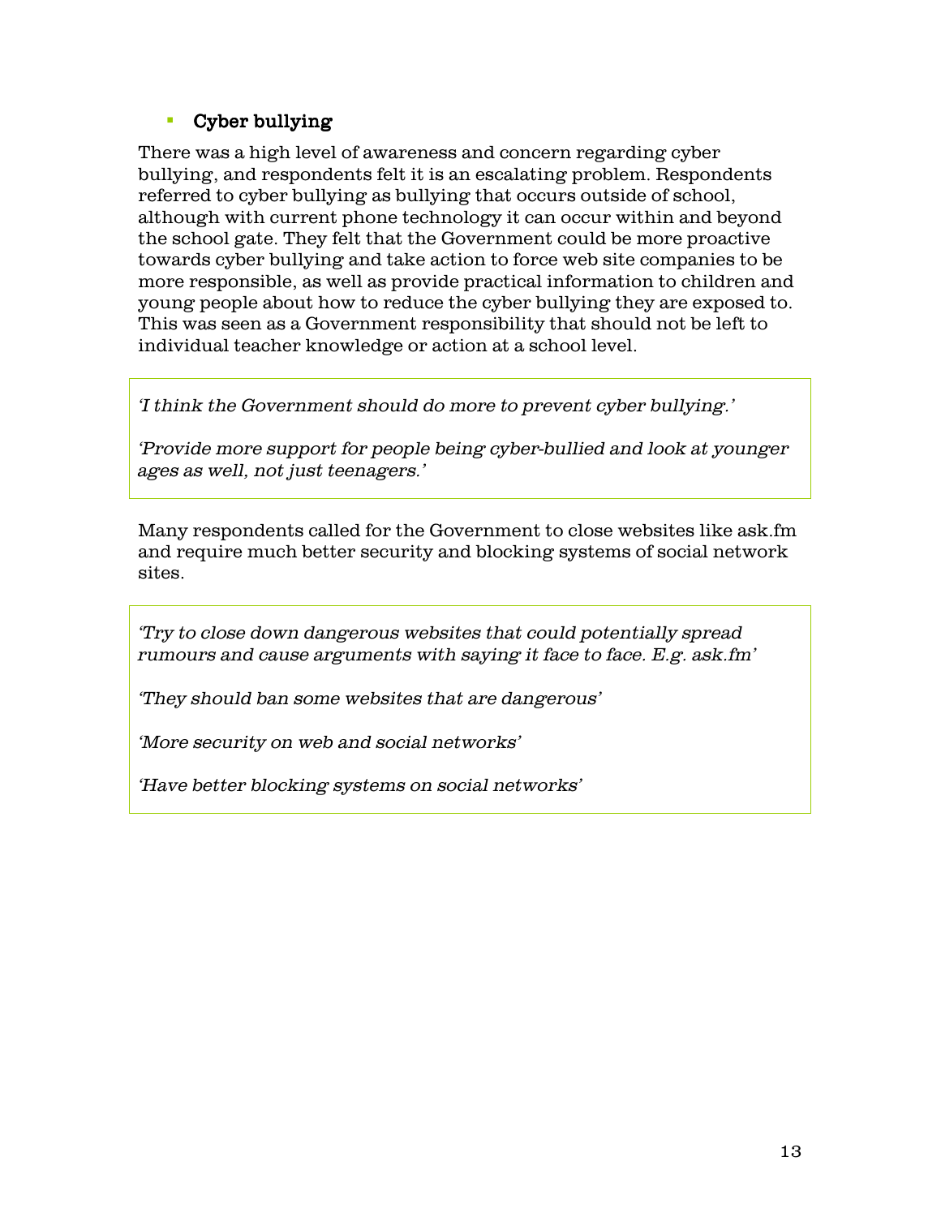- **Cyber bullying**

There was a high level of awareness and concern regarding cyber bullying, and respondents felt it is an escalating problem. Respondents referred to cyber bullying as bullying that occurs outside of school, although with current phone technology it can occur within and beyond the school gate. They felt that the Government could be more proactive towards cyber bullying and take action to force web site companies to be more responsible, as well as provide practical information to children and young people about how to reduce the cyber bullying they are exposed to. This was seen as a Government responsibility that should not be left to individual teacher knowledge or action at a school level.

> *'I think the Government should do more to prevent cyber bullying.'*
>
> *'Provide more support for people being cyber-bullied and look at younger ages as well, not just teenagers.'*

Many respondents called for the Government to close websites like ask.fm and require much better security and blocking systems of social network sites.

> *'Try to close down dangerous websites that could potentially spread rumours and cause arguments with saying it face to face. E.g. ask.fm'*
>
> *'They should ban some websites that are dangerous'*
>
> *'More security on web and social networks'*
>
> *'Have better blocking systems on social networks'*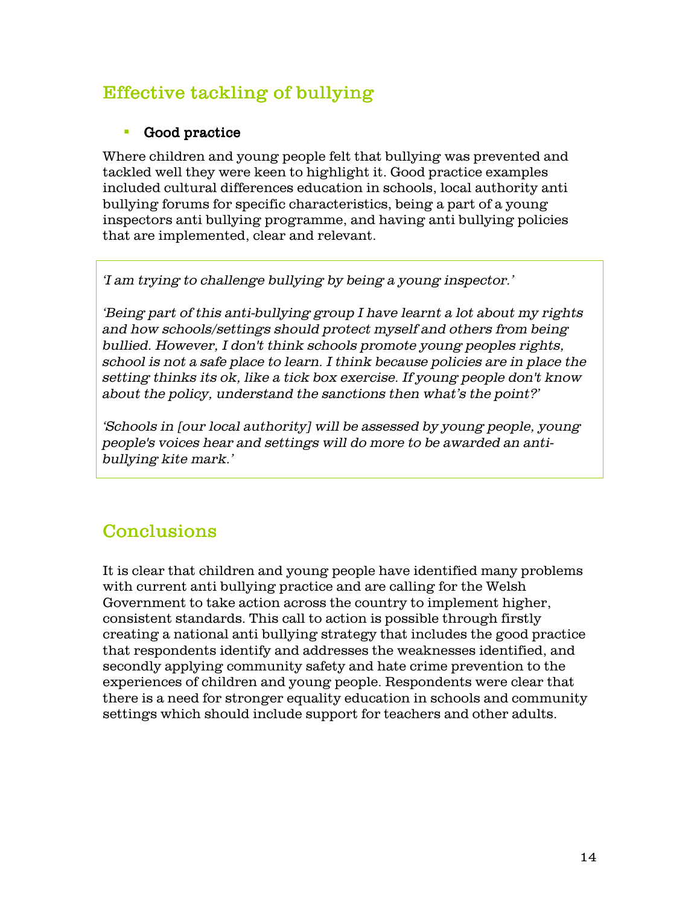## Effective tackling of bullying

- **Good practice**

Where children and young people felt that bullying was prevented and tackled well they were keen to highlight it. Good practice examples included cultural differences education in schools, local authority anti bullying forums for specific characteristics, being a part of a young inspectors anti bullying programme, and having anti bullying policies that are implemented, clear and relevant.

> *'I am trying to challenge bullying by being a young inspector.'*
>
> *'Being part of this anti-bullying group I have learnt a lot about my rights and how schools/settings should protect myself and others from being bullied. However, I don't think schools promote young peoples rights, school is not a safe place to learn. I think because policies are in place the setting thinks its ok, like a tick box exercise. If young people don't know about the policy, understand the sanctions then what's the point?'*
>
> *'Schools in [our local authority] will be assessed by young people, young people's voices hear and settings will do more to be awarded an anti-bullying kite mark.'*

## Conclusions

It is clear that children and young people have identified many problems with current anti bullying practice and are calling for the Welsh Government to take action across the country to implement higher, consistent standards. This call to action is possible through firstly creating a national anti bullying strategy that includes the good practice that respondents identify and addresses the weaknesses identified, and secondly applying community safety and hate crime prevention to the experiences of children and young people. Respondents were clear that there is a need for stronger equality education in schools and community settings which should include support for teachers and other adults.